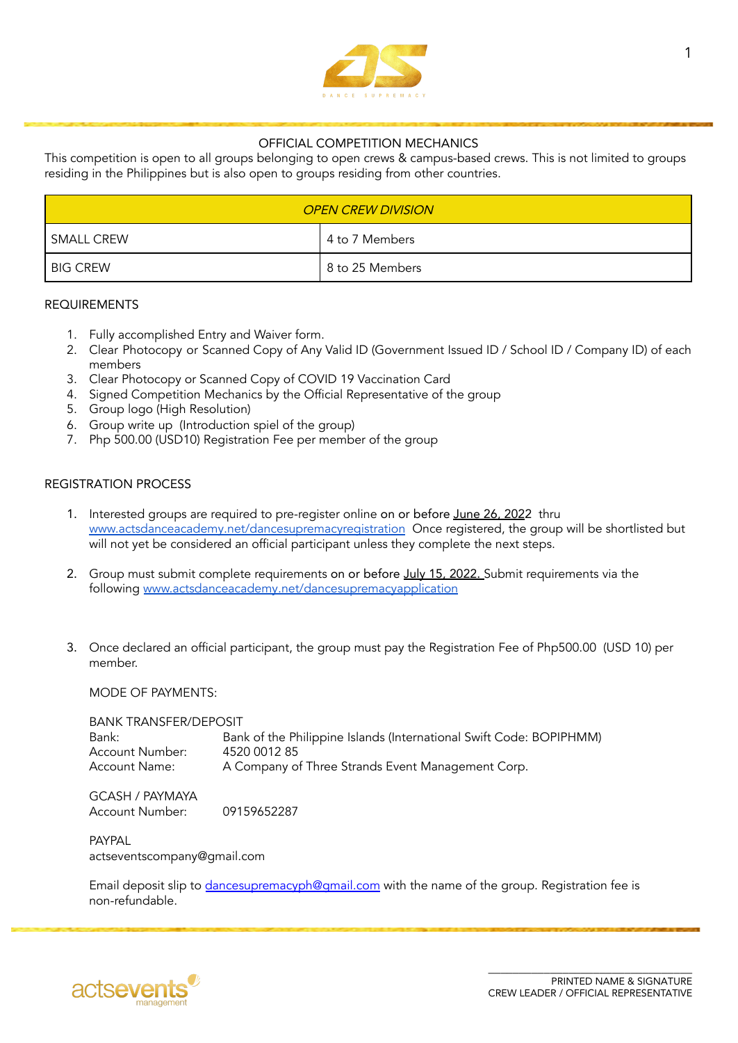## OFFICIAL COMPETITION MECHANICS

This competition is open to all groups belonging to open crews & campus-based crews. This is not limited to groups residing in the Philippines but is also open to groups residing from other countries.

| *OPEN CREW DIVISION* | |
|---|---|
| SMALL CREW | 4 to 7 Members |
| BIG CREW | 8 to 25 Members |

### REQUIREMENTS

1. Fully accomplished Entry and Waiver form.
2. Clear Photocopy or Scanned Copy of Any Valid ID (Government Issued ID / School ID / Company ID) of each members
3. Clear Photocopy or Scanned Copy of COVID 19 Vaccination Card
4. Signed Competition Mechanics by the Official Representative of the group
5. Group logo (High Resolution)
6. Group write up (Introduction spiel of the group)
7. Php 500.00 (USD10) Registration Fee per member of the group

### REGISTRATION PROCESS

1. Interested groups are required to pre-register online on or before June 26, 2022 thru www.actsdanceacademy.net/dancesupremacyregistration Once registered, the group will be shortlisted but will not yet be considered an official participant unless they complete the next steps.

2. Group must submit complete requirements on or before July 15, 2022. Submit requirements via the following www.actsdanceacademy.net/dancesupremacyapplication

3. Once declared an official participant, the group must pay the Registration Fee of Php500.00 (USD 10) per member.

   MODE OF PAYMENTS:

   BANK TRANSFER/DEPOSIT
   Bank: Bank of the Philippine Islands (International Swift Code: BOPIPHMM)
   Account Number: 4520 0012 85
   Account Name: A Company of Three Strands Event Management Corp.

   GCASH / PAYMAYA
   Account Number: 09159652287

   PAYPAL
   actseventscompany@gmail.com

   Email deposit slip to dancesupremacyph@gmail.com with the name of the group. Registration fee is non-refundable.

\_\_\_\_\_\_\_\_\_\_\_\_\_\_\_\_\_\_\_\_\_\_\_\_\_\_\_\_\_\_
PRINTED NAME & SIGNATURE
CREW LEADER / OFFICIAL REPRESENTATIVE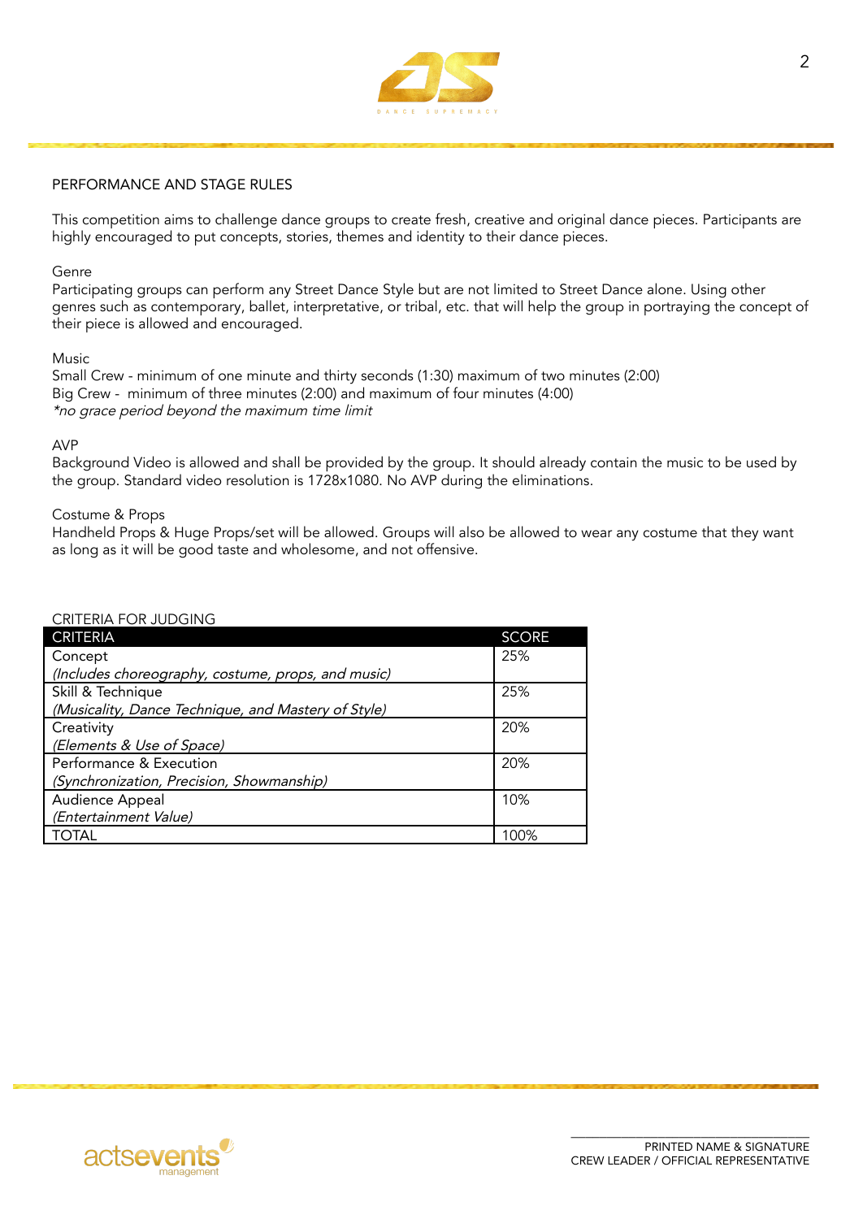## PERFORMANCE AND STAGE RULES

This competition aims to challenge dance groups to create fresh, creative and original dance pieces. Participants are highly encouraged to put concepts, stories, themes and identity to their dance pieces.

### Genre

Participating groups can perform any Street Dance Style but are not limited to Street Dance alone. Using other genres such as contemporary, ballet, interpretative, or tribal, etc. that will help the group in portraying the concept of their piece is allowed and encouraged.

### Music

Small Crew - minimum of one minute and thirty seconds (1:30) maximum of two minutes (2:00)
Big Crew - minimum of three minutes (2:00) and maximum of four minutes (4:00)
*\*no grace period beyond the maximum time limit*

### AVP

Background Video is allowed and shall be provided by the group. It should already contain the music to be used by the group. Standard video resolution is 1728x1080. No AVP during the eliminations.

### Costume & Props

Handheld Props & Huge Props/set will be allowed. Groups will also be allowed to wear any costume that they want as long as it will be good taste and wholesome, and not offensive.

### CRITERIA FOR JUDGING

| CRITERIA | SCORE |
|---|---|
| Concept<br>*(Includes choreography, costume, props, and music)* | 25% |
| Skill & Technique<br>*(Musicality, Dance Technique, and Mastery of Style)* | 25% |
| Creativity<br>*(Elements & Use of Space)* | 20% |
| Performance & Execution<br>*(Synchronization, Precision, Showmanship)* | 20% |
| Audience Appeal<br>*(Entertainment Value)* | 10% |
| TOTAL | 100% |

PRINTED NAME & SIGNATURE
CREW LEADER / OFFICIAL REPRESENTATIVE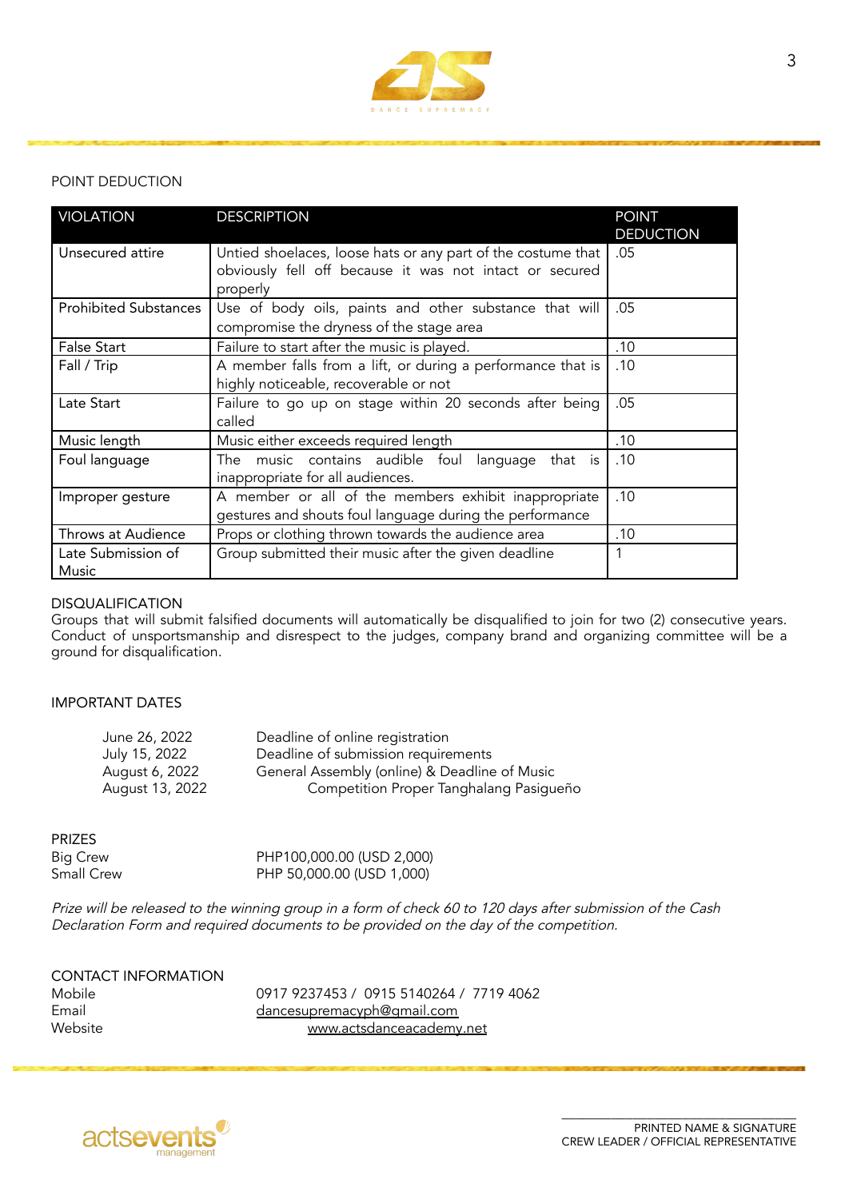## POINT DEDUCTION

| VIOLATION | DESCRIPTION | POINT DEDUCTION |
|---|---|---|
| Unsecured attire | Untied shoelaces, loose hats or any part of the costume that obviously fell off because it was not intact or secured properly | .05 |
| Prohibited Substances | Use of body oils, paints and other substance that will compromise the dryness of the stage area | .05 |
| False Start | Failure to start after the music is played. | .10 |
| Fall / Trip | A member falls from a lift, or during a performance that is highly noticeable, recoverable or not | .10 |
| Late Start | Failure to go up on stage within 20 seconds after being called | .05 |
| Music length | Music either exceeds required length | .10 |
| Foul language | The music contains audible foul language that is inappropriate for all audiences. | .10 |
| Improper gesture | A member or all of the members exhibit inappropriate gestures and shouts foul language during the performance | .10 |
| Throws at Audience | Props or clothing thrown towards the audience area | .10 |
| Late Submission of Music | Group submitted their music after the given deadline | 1 |

## DISQUALIFICATION

Groups that will submit falsified documents will automatically be disqualified to join for two (2) consecutive years. Conduct of unsportsmanship and disrespect to the judges, company brand and organizing committee will be a ground for disqualification.

## IMPORTANT DATES

| | |
|---|---|
| June 26, 2022 | Deadline of online registration |
| July 15, 2022 | Deadline of submission requirements |
| August 6, 2022 | General Assembly (online) & Deadline of Music |
| August 13, 2022 | Competition Proper Tanghalang Pasigueño |

## PRIZES

| | |
|---|---|
| Big Crew | PHP100,000.00 (USD 2,000) |
| Small Crew | PHP 50,000.00 (USD 1,000) |

*Prize will be released to the winning group in a form of check 60 to 120 days after submission of the Cash Declaration Form and required documents to be provided on the day of the competition.*

## CONTACT INFORMATION

| | |
|---|---|
| Mobile | 0917 9237453 / 0915 5140264 / 7719 4062 |
| Email | dancesupremacyph@gmail.com |
| Website | www.actsdanceacademy.net |

PRINTED NAME & SIGNATURE
CREW LEADER / OFFICIAL REPRESENTATIVE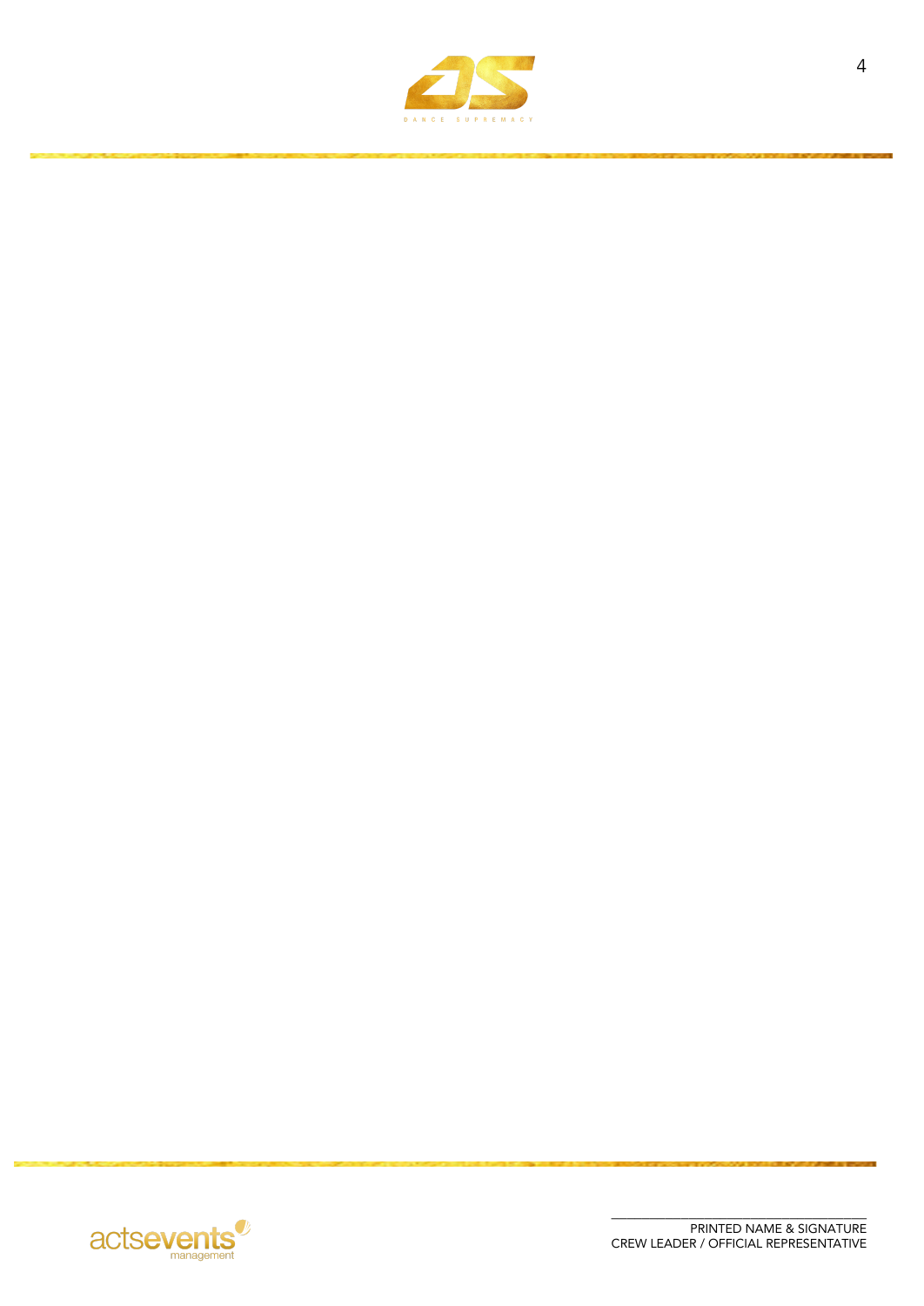\_\_\_\_\_\_\_\_\_\_\_\_\_\_\_\_\_\_\_\_\_\_\_\_\_\_\_\_\_\_\_\_\_\_\_\_

PRINTED NAME & SIGNATURE
CREW LEADER / OFFICIAL REPRESENTATIVE